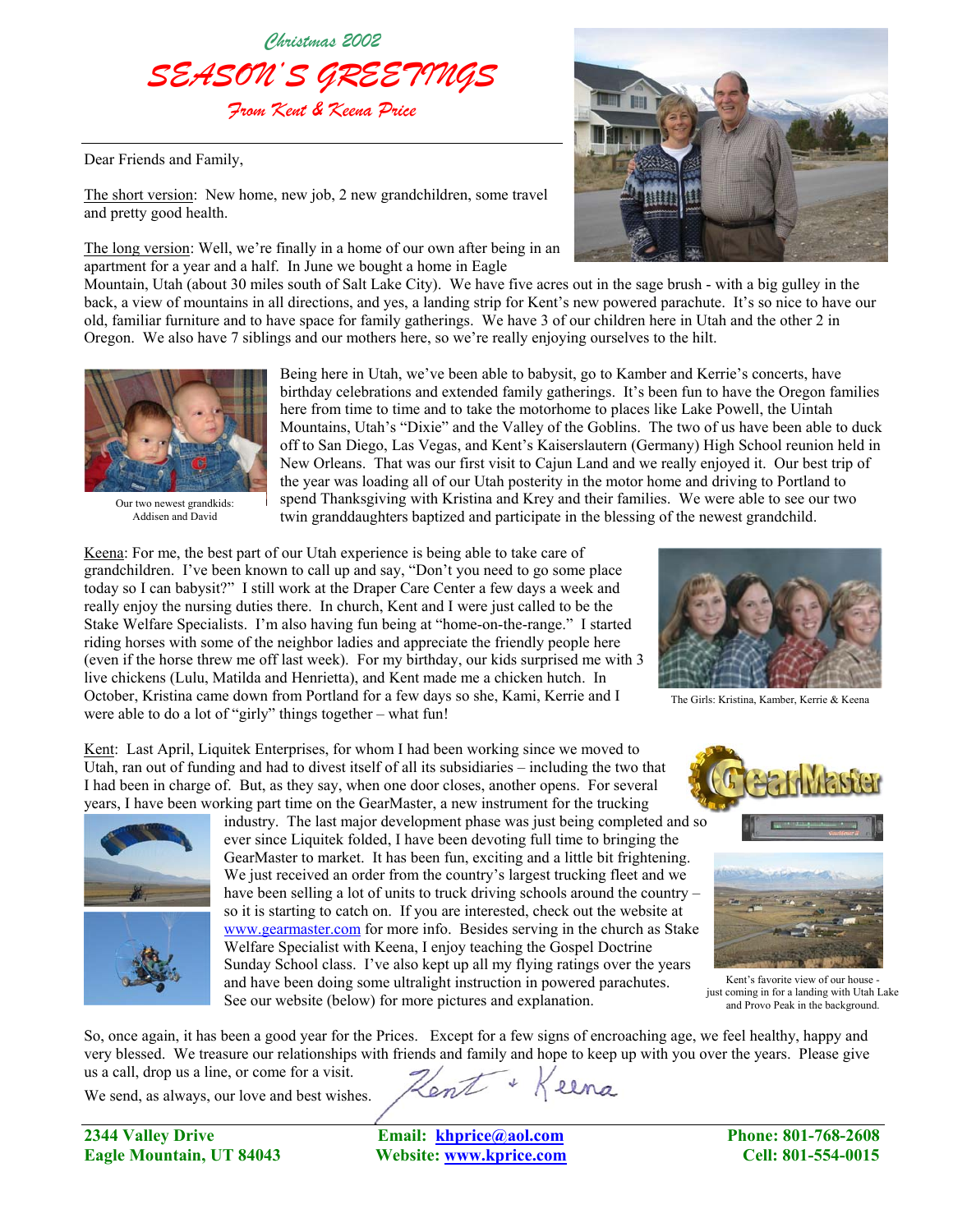*Christmas 2002*

# SEASON'S GREETINGS

*From Kent & Keena Price*

Dear Friends and Family,

The short version: New home, new job, 2 new grandchildren, some travel and pretty good health.

The long version: Well, we're finally in a home of our own after being in an apartment for a year and a half. In June we bought a home in Eagle Mountain, Utah (about 30 miles south of Salt Lake City). We have five acres out in the sage brush - with a big gulley in the back, a view of mountains in all directions, and yes, a landing strip for Kent's new powered parachute. It's so nice to have our old, familiar furniture and to have space for family gatherings. We have 3 of our children here in Utah and the other 2 in Oregon. We also have 7 siblings and our mothers here, so we're really enjoying ourselves to the hilt.

Our two newest grandkids: Addisen and David

Being here in Utah, we've been able to babysit, go to Kamber and Kerrie's concerts, have birthday celebrations and extended family gatherings. It's been fun to have the Oregon families here from time to time and to take the motorhome to places like Lake Powell, the Uintah Mountains, Utah's "Dixie" and the Valley of the Goblins. The two of us have been able to duck off to San Diego, Las Vegas, and Kent's Kaiserslautern (Germany) High School reunion held in New Orleans. That was our first visit to Cajun Land and we really enjoyed it. Our best trip of the year was loading all of our Utah posterity in the motor home and driving to Portland to spend Thanksgiving with Kristina and Krey and their families. We were able to see our two twin granddaughters baptized and participate in the blessing of the newest grandchild.

Keena: For me, the best part of our Utah experience is being able to take care of grandchildren. I've been known to call up and say, "Don't you need to go some place today so I can babysit?" I still work at the Draper Care Center a few days a week and really enjoy the nursing duties there. In church, Kent and I were just called to be the Stake Welfare Specialists. I'm also having fun being at "home-on-the-range." I started riding horses with some of the neighbor ladies and appreciate the friendly people here (even if the horse threw me off last week). For my birthday, our kids surprised me with 3 live chickens (Lulu, Matilda and Henrietta), and Kent made me a chicken hutch. In October, Kristina came down from Portland for a few days so she, Kami, Kerrie and I were able to do a lot of "girly" things together – what fun!

The Girls: Kristina, Kamber, Kerrie & Keena

Kent: Last April, Liquitek Enterprises, for whom I had been working since we moved to Utah, ran out of funding and had to divest itself of all its subsidiaries – including the two that I had been in charge of. But, as they say, when one door closes, another opens. For several years, I have been working part time on the GearMaster, a new instrument for the trucking industry. The last major development phase was just being completed and so ever since Liquitek folded, I have been devoting full time to bringing the GearMaster to market. It has been fun, exciting and a little bit frightening. We just received an order from the country's largest trucking fleet and we have been selling a lot of units to truck driving schools around the country – so it is starting to catch on. If you are interested, check out the website at www.gearmaster.com for more info. Besides serving in the church as Stake Welfare Specialist with Keena, I enjoy teaching the Gospel Doctrine Sunday School class. I've also kept up all my flying ratings over the years and have been doing some ultralight instruction in powered parachutes. See our website (below) for more pictures and explanation.

GearMaster

Kent's favorite view of our house - just coming in for a landing with Utah Lake and Provo Peak in the background.

So, once again, it has been a good year for the Prices. Except for a few signs of encroaching age, we feel healthy, happy and very blessed. We treasure our relationships with friends and family and hope to keep up with you over the years. Please give us a call, drop us a line, or come for a visit.

We send, as always, our love and best wishes.

*Kent + Keena*

**2344 Valley Drive**
**Eagle Mountain, UT 84043**

**Email: khprice@aol.com**
**Website: www.kprice.com**

**Phone: 801-768-2608**
**Cell: 801-554-0015**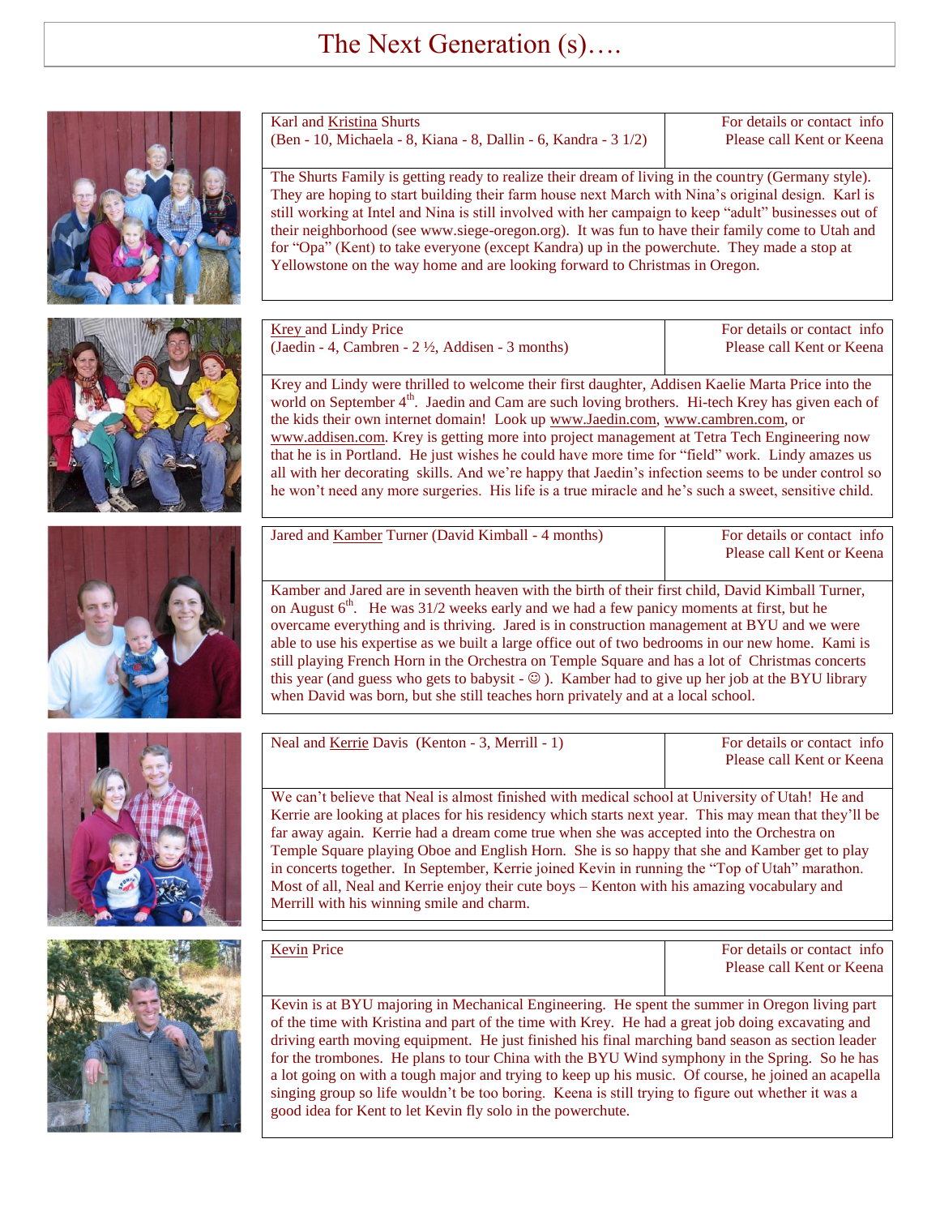# The Next Generation (s)….

| Karl and Kristina Shurts (Ben - 10, Michaela - 8, Kiana - 8, Dallin - 6, Kandra - 3 1/2) | For details or contact info Please call Kent or Keena |
|---|---|

The Shurts Family is getting ready to realize their dream of living in the country (Germany style). They are hoping to start building their farm house next March with Nina's original design. Karl is still working at Intel and Nina is still involved with her campaign to keep "adult" businesses out of their neighborhood (see www.siege-oregon.org). It was fun to have their family come to Utah and for "Opa" (Kent) to take everyone (except Kandra) up in the powerchute. They made a stop at Yellowstone on the way home and are looking forward to Christmas in Oregon.

| Krey and Lindy Price (Jaedin - 4, Cambren - 2 ½, Addisen - 3 months) | For details or contact info Please call Kent or Keena |
|---|---|

Krey and Lindy were thrilled to welcome their first daughter, Addisen Kaelie Marta Price into the world on September 4th. Jaedin and Cam are such loving brothers. Hi-tech Krey has given each of the kids their own internet domain! Look up www.Jaedin.com, www.cambren.com, or www.addisen.com. Krey is getting more into project management at Tetra Tech Engineering now that he is in Portland. He just wishes he could have more time for "field" work. Lindy amazes us all with her decorating skills. And we're happy that Jaedin's infection seems to be under control so he won't need any more surgeries. His life is a true miracle and he's such a sweet, sensitive child.

| Jared and Kamber Turner (David Kimball - 4 months) | For details or contact info Please call Kent or Keena |
|---|---|

Kamber and Jared are in seventh heaven with the birth of their first child, David Kimball Turner, on August 6th. He was 31/2 weeks early and we had a few panicy moments at first, but he overcame everything and is thriving. Jared is in construction management at BYU and we were able to use his expertise as we built a large office out of two bedrooms in our new home. Kami is still playing French Horn in the Orchestra on Temple Square and has a lot of Christmas concerts this year (and guess who gets to babysit - ☺ ). Kamber had to give up her job at the BYU library when David was born, but she still teaches horn privately and at a local school.

| Neal and Kerrie Davis (Kenton - 3, Merrill - 1) | For details or contact info Please call Kent or Keena |
|---|---|

We can't believe that Neal is almost finished with medical school at University of Utah! He and Kerrie are looking at places for his residency which starts next year. This may mean that they'll be far away again. Kerrie had a dream come true when she was accepted into the Orchestra on Temple Square playing Oboe and English Horn. She is so happy that she and Kamber get to play in concerts together. In September, Kerrie joined Kevin in running the "Top of Utah" marathon. Most of all, Neal and Kerrie enjoy their cute boys – Kenton with his amazing vocabulary and Merrill with his winning smile and charm.

| Kevin Price | For details or contact info Please call Kent or Keena |
|---|---|

Kevin is at BYU majoring in Mechanical Engineering. He spent the summer in Oregon living part of the time with Kristina and part of the time with Krey. He had a great job doing excavating and driving earth moving equipment. He just finished his final marching band season as section leader for the trombones. He plans to tour China with the BYU Wind symphony in the Spring. So he has a lot going on with a tough major and trying to keep up his music. Of course, he joined an acapella singing group so life wouldn't be too boring. Keena is still trying to figure out whether it was a good idea for Kent to let Kevin fly solo in the powerchute.